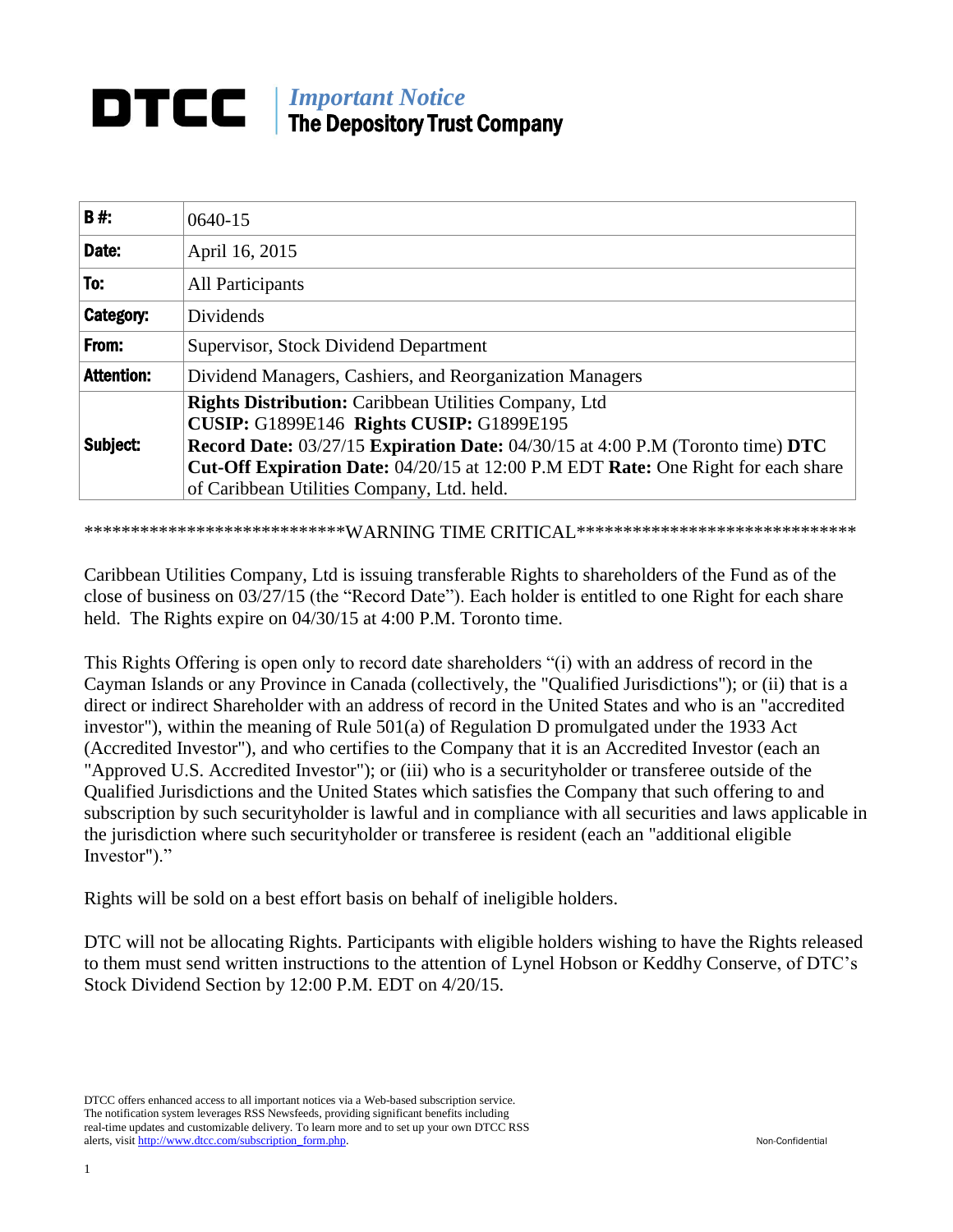# DTCC

*Important Notice*
**The Depository Trust Company**

| **B #:** | 0640-15 |
|---|---|
| **Date:** | April 16, 2015 |
| **To:** | All Participants |
| **Category:** | Dividends |
| **From:** | Supervisor, Stock Dividend Department |
| **Attention:** | Dividend Managers, Cashiers, and Reorganization Managers |
| **Subject:** | **Rights Distribution:** Caribbean Utilities Company, Ltd **CUSIP:** G1899E146 **Rights CUSIP:** G1899E195 **Record Date:** 03/27/15 **Expiration Date:** 04/30/15 at 4:00 P.M (Toronto time) **DTC Cut-Off Expiration Date:** 04/20/15 at 12:00 P.M EDT **Rate:** One Right for each share of Caribbean Utilities Company, Ltd. held. |

***************************WARNING TIME CRITICAL*****************************

Caribbean Utilities Company, Ltd is issuing transferable Rights to shareholders of the Fund as of the close of business on 03/27/15 (the "Record Date"). Each holder is entitled to one Right for each share held. The Rights expire on 04/30/15 at 4:00 P.M. Toronto time.

This Rights Offering is open only to record date shareholders "(i) with an address of record in the Cayman Islands or any Province in Canada (collectively, the "Qualified Jurisdictions"); or (ii) that is a direct or indirect Shareholder with an address of record in the United States and who is an "accredited investor"), within the meaning of Rule 501(a) of Regulation D promulgated under the 1933 Act (Accredited Investor"), and who certifies to the Company that it is an Accredited Investor (each an "Approved U.S. Accredited Investor"); or (iii) who is a securityholder or transferee outside of the Qualified Jurisdictions and the United States which satisfies the Company that such offering to and subscription by such securityholder is lawful and in compliance with all securities and laws applicable in the jurisdiction where such securityholder or transferee is resident (each an "additional eligible Investor")."

Rights will be sold on a best effort basis on behalf of ineligible holders.

DTC will not be allocating Rights. Participants with eligible holders wishing to have the Rights released to them must send written instructions to the attention of Lynel Hobson or Keddhy Conserve, of DTC's Stock Dividend Section by 12:00 P.M. EDT on 4/20/15.

DTCC offers enhanced access to all important notices via a Web-based subscription service. The notification system leverages RSS Newsfeeds, providing significant benefits including real-time updates and customizable delivery. To learn more and to set up your own DTCC RSS alerts, visit http://www.dtcc.com/subscription_form.php.

Non-Confidential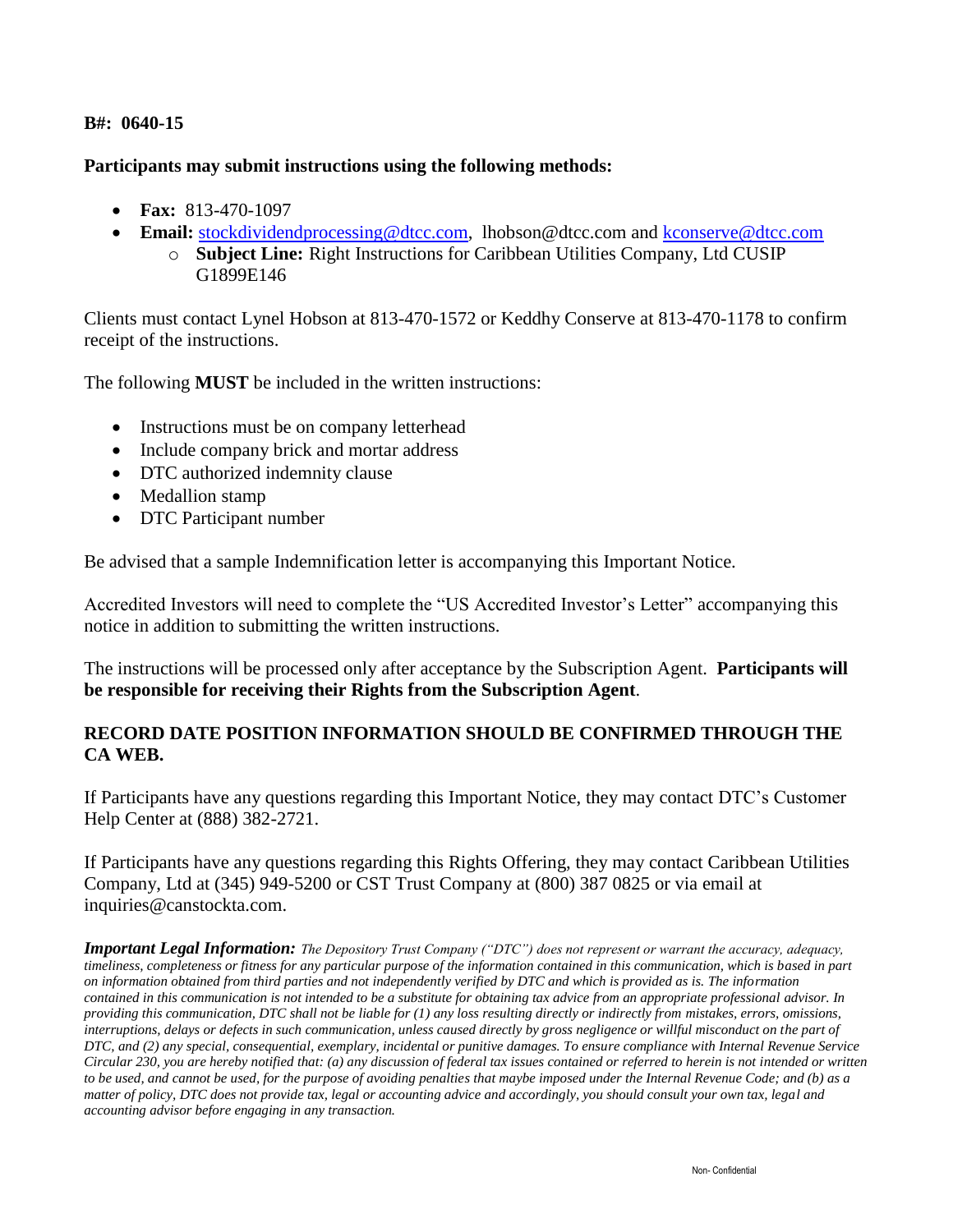**B#: 0640-15**

**Participants may submit instructions using the following methods:**

- **Fax:** 813-470-1097
- **Email:** stockdividendprocessing@dtcc.com, lhobson@dtcc.com and kconserve@dtcc.com
  - **Subject Line:** Right Instructions for Caribbean Utilities Company, Ltd CUSIP G1899E146

Clients must contact Lynel Hobson at 813-470-1572 or Keddhy Conserve at 813-470-1178 to confirm receipt of the instructions.

The following **MUST** be included in the written instructions:

- Instructions must be on company letterhead
- Include company brick and mortar address
- DTC authorized indemnity clause
- Medallion stamp
- DTC Participant number

Be advised that a sample Indemnification letter is accompanying this Important Notice.

Accredited Investors will need to complete the "US Accredited Investor's Letter" accompanying this notice in addition to submitting the written instructions.

The instructions will be processed only after acceptance by the Subscription Agent. **Participants will be responsible for receiving their Rights from the Subscription Agent**.

**RECORD DATE POSITION INFORMATION SHOULD BE CONFIRMED THROUGH THE CA WEB.**

If Participants have any questions regarding this Important Notice, they may contact DTC's Customer Help Center at (888) 382-2721.

If Participants have any questions regarding this Rights Offering, they may contact Caribbean Utilities Company, Ltd at (345) 949-5200 or CST Trust Company at (800) 387 0825 or via email at inquiries@canstockta.com.

***Important Legal Information:*** *The Depository Trust Company ("DTC") does not represent or warrant the accuracy, adequacy, timeliness, completeness or fitness for any particular purpose of the information contained in this communication, which is based in part on information obtained from third parties and not independently verified by DTC and which is provided as is. The information contained in this communication is not intended to be a substitute for obtaining tax advice from an appropriate professional advisor. In providing this communication, DTC shall not be liable for (1) any loss resulting directly or indirectly from mistakes, errors, omissions, interruptions, delays or defects in such communication, unless caused directly by gross negligence or willful misconduct on the part of DTC, and (2) any special, consequential, exemplary, incidental or punitive damages. To ensure compliance with Internal Revenue Service Circular 230, you are hereby notified that: (a) any discussion of federal tax issues contained or referred to herein is not intended or written to be used, and cannot be used, for the purpose of avoiding penalties that maybe imposed under the Internal Revenue Code; and (b) as a matter of policy, DTC does not provide tax, legal or accounting advice and accordingly, you should consult your own tax, legal and accounting advisor before engaging in any transaction.*

Non- Confidential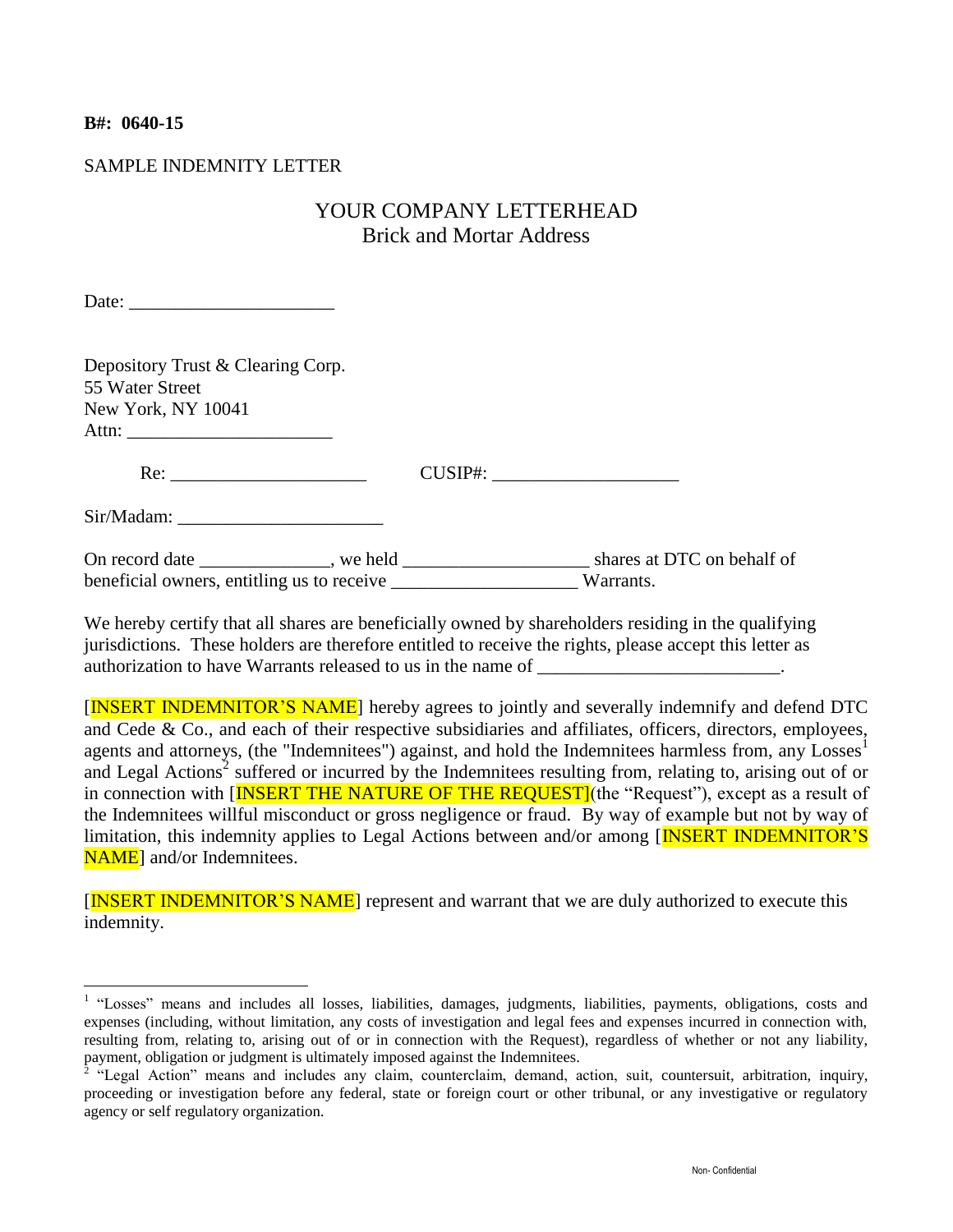**B#: 0640-15**

SAMPLE INDEMNITY LETTER

YOUR COMPANY LETTERHEAD
Brick and Mortar Address

Date: ______________________

Depository Trust & Clearing Corp.
55 Water Street
New York, NY 10041
Attn: ______________________

Re: _____________________ CUSIP#: ____________________

Sir/Madam: ______________________

On record date ______________, we held ___________________ shares at DTC on behalf of beneficial owners, entitling us to receive ___________________ Warrants.

We hereby certify that all shares are beneficially owned by shareholders residing in the qualifying jurisdictions. These holders are therefore entitled to receive the rights, please accept this letter as authorization to have Warrants released to us in the name of __________________________.

[INSERT INDEMNITOR'S NAME] hereby agrees to jointly and severally indemnify and defend DTC and Cede & Co., and each of their respective subsidiaries and affiliates, officers, directors, employees, agents and attorneys, (the "Indemnitees") against, and hold the Indemnitees harmless from, any Losses[1] and Legal Actions[2] suffered or incurred by the Indemnitees resulting from, relating to, arising out of or in connection with [INSERT THE NATURE OF THE REQUEST](the "Request"), except as a result of the Indemnitees willful misconduct or gross negligence or fraud. By way of example but not by way of limitation, this indemnity applies to Legal Actions between and/or among [INSERT INDEMNITOR'S NAME] and/or Indemnitees.

[INSERT INDEMNITOR'S NAME] represent and warrant that we are duly authorized to execute this indemnity.

---

[1] "Losses" means and includes all losses, liabilities, damages, judgments, liabilities, payments, obligations, costs and expenses (including, without limitation, any costs of investigation and legal fees and expenses incurred in connection with, resulting from, relating to, arising out of or in connection with the Request), regardless of whether or not any liability, payment, obligation or judgment is ultimately imposed against the Indemnitees.

[2] "Legal Action" means and includes any claim, counterclaim, demand, action, suit, countersuit, arbitration, inquiry, proceeding or investigation before any federal, state or foreign court or other tribunal, or any investigative or regulatory agency or self regulatory organization.

Non- Confidential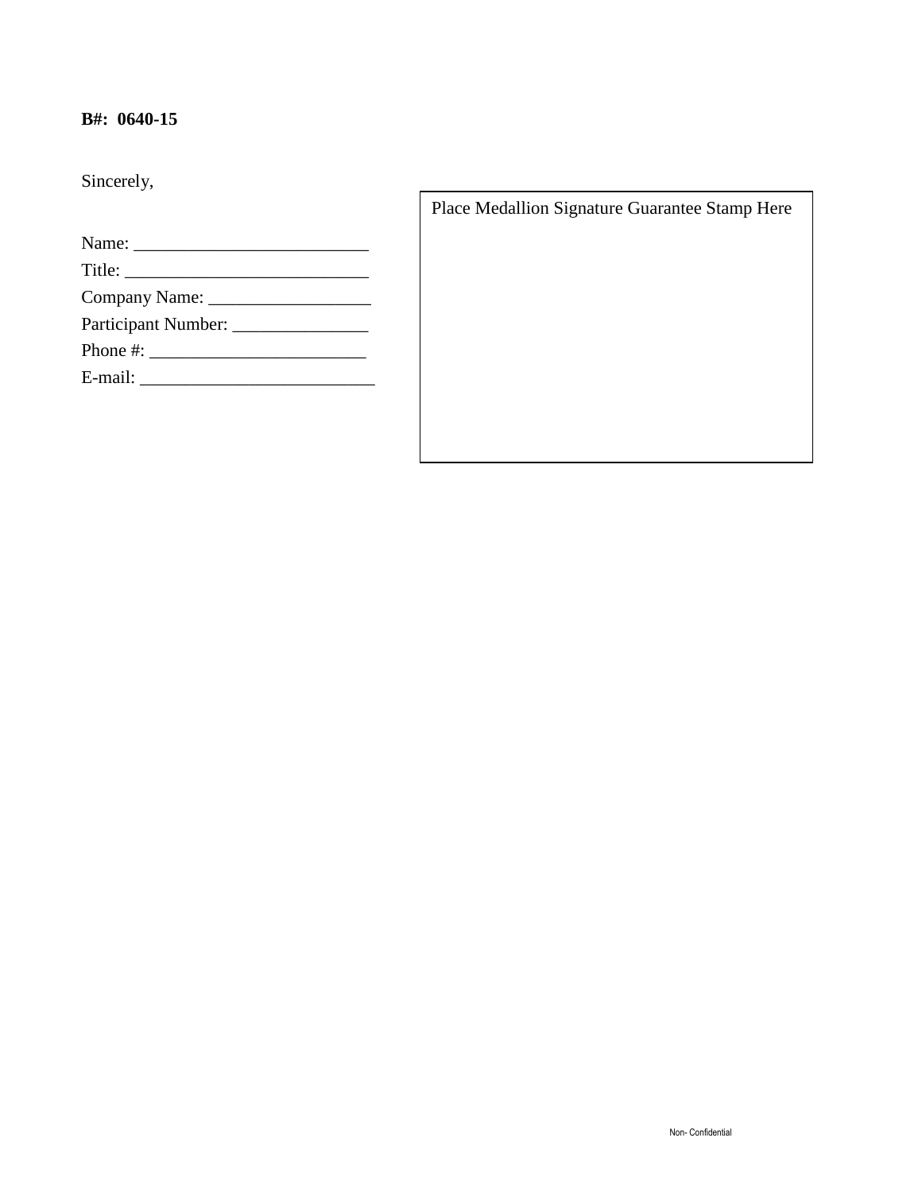**B#: 0640-15**

Sincerely,

Name: _________________________

Title: ___________________________

Company Name: _________________

Participant Number: _______________

Phone #: ________________________

E-mail: __________________________

| Place Medallion Signature Guarantee Stamp Here |
| --- |
| |

Non- Confidential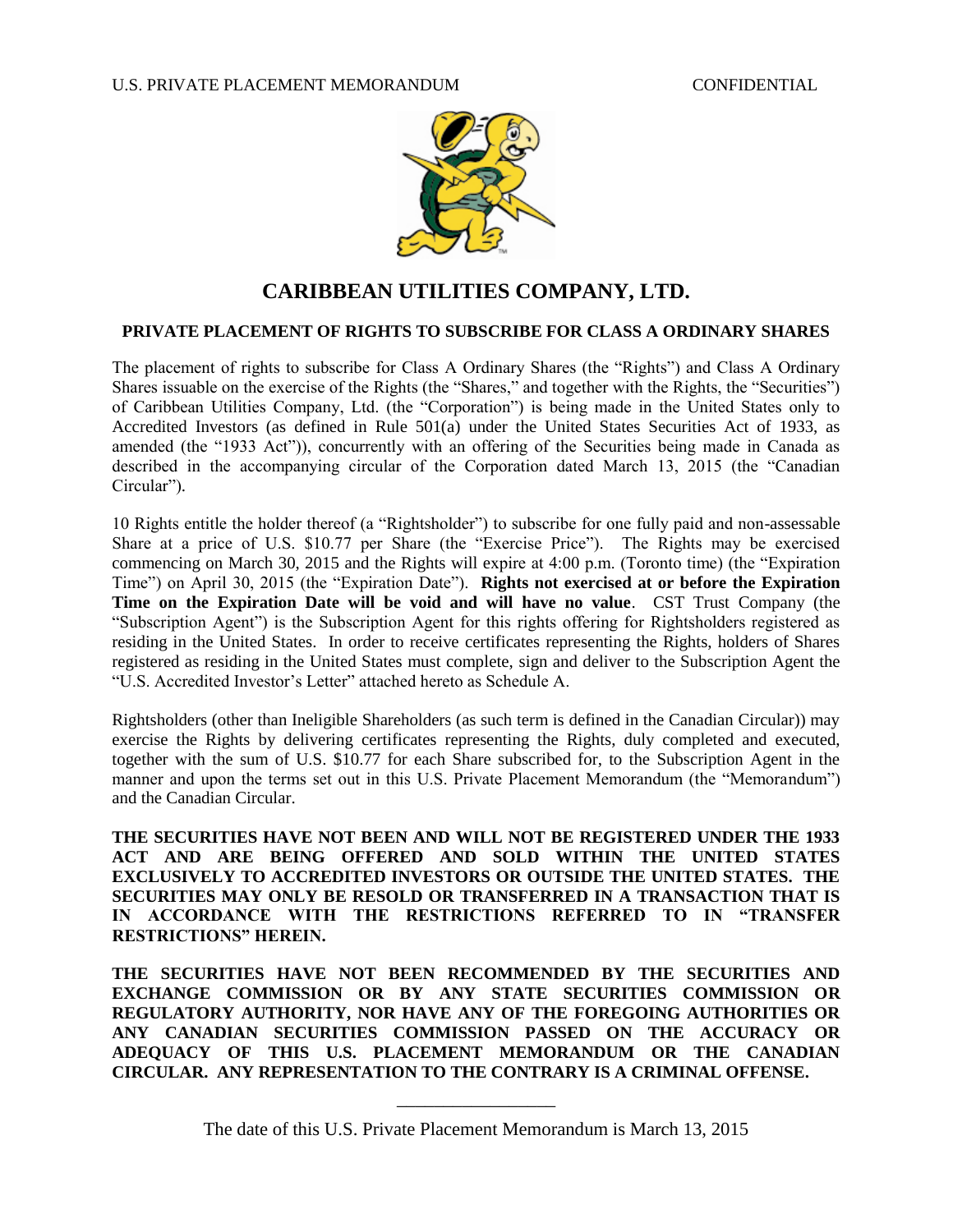U.S. PRIVATE PLACEMENT MEMORANDUM CONFIDENTIAL

# CARIBBEAN UTILITIES COMPANY, LTD.

## PRIVATE PLACEMENT OF RIGHTS TO SUBSCRIBE FOR CLASS A ORDINARY SHARES

The placement of rights to subscribe for Class A Ordinary Shares (the "Rights") and Class A Ordinary Shares issuable on the exercise of the Rights (the "Shares," and together with the Rights, the "Securities") of Caribbean Utilities Company, Ltd. (the "Corporation") is being made in the United States only to Accredited Investors (as defined in Rule 501(a) under the United States Securities Act of 1933, as amended (the "1933 Act")), concurrently with an offering of the Securities being made in Canada as described in the accompanying circular of the Corporation dated March 13, 2015 (the "Canadian Circular").

10 Rights entitle the holder thereof (a "Rightsholder") to subscribe for one fully paid and non-assessable Share at a price of U.S. $10.77 per Share (the "Exercise Price"). The Rights may be exercised commencing on March 30, 2015 and the Rights will expire at 4:00 p.m. (Toronto time) (the "Expiration Time") on April 30, 2015 (the "Expiration Date"). **Rights not exercised at or before the Expiration Time on the Expiration Date will be void and will have no value**. CST Trust Company (the "Subscription Agent") is the Subscription Agent for this rights offering for Rightsholders registered as residing in the United States. In order to receive certificates representing the Rights, holders of Shares registered as residing in the United States must complete, sign and deliver to the Subscription Agent the "U.S. Accredited Investor's Letter" attached hereto as Schedule A.

Rightsholders (other than Ineligible Shareholders (as such term is defined in the Canadian Circular)) may exercise the Rights by delivering certificates representing the Rights, duly completed and executed, together with the sum of U.S. $10.77 for each Share subscribed for, to the Subscription Agent in the manner and upon the terms set out in this U.S. Private Placement Memorandum (the "Memorandum") and the Canadian Circular.

**THE SECURITIES HAVE NOT BEEN AND WILL NOT BE REGISTERED UNDER THE 1933 ACT AND ARE BEING OFFERED AND SOLD WITHIN THE UNITED STATES EXCLUSIVELY TO ACCREDITED INVESTORS OR OUTSIDE THE UNITED STATES. THE SECURITIES MAY ONLY BE RESOLD OR TRANSFERRED IN A TRANSACTION THAT IS IN ACCORDANCE WITH THE RESTRICTIONS REFERRED TO IN "TRANSFER RESTRICTIONS" HEREIN.**

**THE SECURITIES HAVE NOT BEEN RECOMMENDED BY THE SECURITIES AND EXCHANGE COMMISSION OR BY ANY STATE SECURITIES COMMISSION OR REGULATORY AUTHORITY, NOR HAVE ANY OF THE FOREGOING AUTHORITIES OR ANY CANADIAN SECURITIES COMMISSION PASSED ON THE ACCURACY OR ADEQUACY OF THIS U.S. PLACEMENT MEMORANDUM OR THE CANADIAN CIRCULAR. ANY REPRESENTATION TO THE CONTRARY IS A CRIMINAL OFFENSE.**

---

The date of this U.S. Private Placement Memorandum is March 13, 2015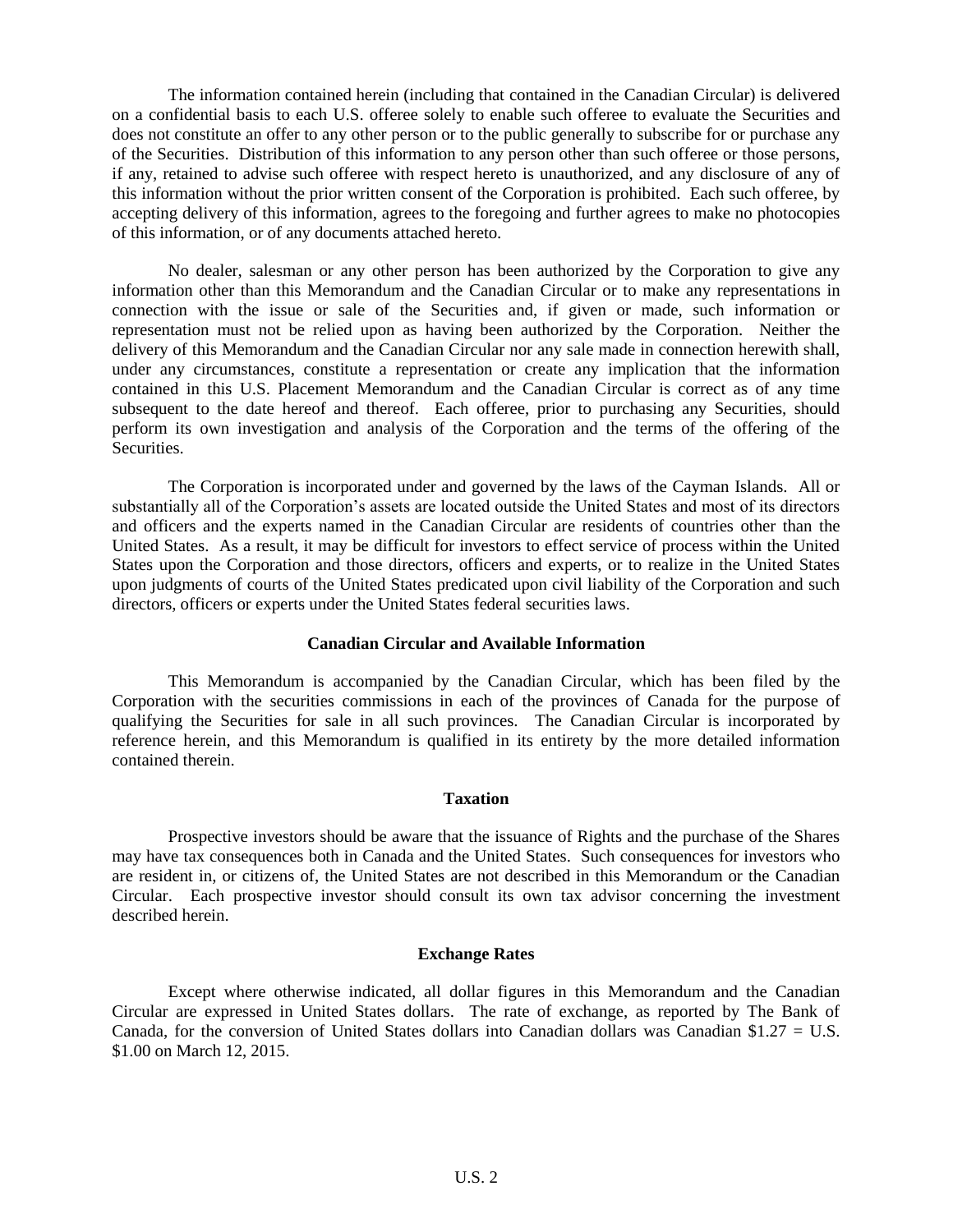The information contained herein (including that contained in the Canadian Circular) is delivered on a confidential basis to each U.S. offeree solely to enable such offeree to evaluate the Securities and does not constitute an offer to any other person or to the public generally to subscribe for or purchase any of the Securities. Distribution of this information to any person other than such offeree or those persons, if any, retained to advise such offeree with respect hereto is unauthorized, and any disclosure of any of this information without the prior written consent of the Corporation is prohibited. Each such offeree, by accepting delivery of this information, agrees to the foregoing and further agrees to make no photocopies of this information, or of any documents attached hereto.

No dealer, salesman or any other person has been authorized by the Corporation to give any information other than this Memorandum and the Canadian Circular or to make any representations in connection with the issue or sale of the Securities and, if given or made, such information or representation must not be relied upon as having been authorized by the Corporation. Neither the delivery of this Memorandum and the Canadian Circular nor any sale made in connection herewith shall, under any circumstances, constitute a representation or create any implication that the information contained in this U.S. Placement Memorandum and the Canadian Circular is correct as of any time subsequent to the date hereof and thereof. Each offeree, prior to purchasing any Securities, should perform its own investigation and analysis of the Corporation and the terms of the offering of the Securities.

The Corporation is incorporated under and governed by the laws of the Cayman Islands. All or substantially all of the Corporation's assets are located outside the United States and most of its directors and officers and the experts named in the Canadian Circular are residents of countries other than the United States. As a result, it may be difficult for investors to effect service of process within the United States upon the Corporation and those directors, officers and experts, or to realize in the United States upon judgments of courts of the United States predicated upon civil liability of the Corporation and such directors, officers or experts under the United States federal securities laws.

**Canadian Circular and Available Information**

This Memorandum is accompanied by the Canadian Circular, which has been filed by the Corporation with the securities commissions in each of the provinces of Canada for the purpose of qualifying the Securities for sale in all such provinces. The Canadian Circular is incorporated by reference herein, and this Memorandum is qualified in its entirety by the more detailed information contained therein.

**Taxation**

Prospective investors should be aware that the issuance of Rights and the purchase of the Shares may have tax consequences both in Canada and the United States. Such consequences for investors who are resident in, or citizens of, the United States are not described in this Memorandum or the Canadian Circular. Each prospective investor should consult its own tax advisor concerning the investment described herein.

**Exchange Rates**

Except where otherwise indicated, all dollar figures in this Memorandum and the Canadian Circular are expressed in United States dollars. The rate of exchange, as reported by The Bank of Canada, for the conversion of United States dollars into Canadian dollars was Canadian $1.27 = U.S. $1.00 on March 12, 2015.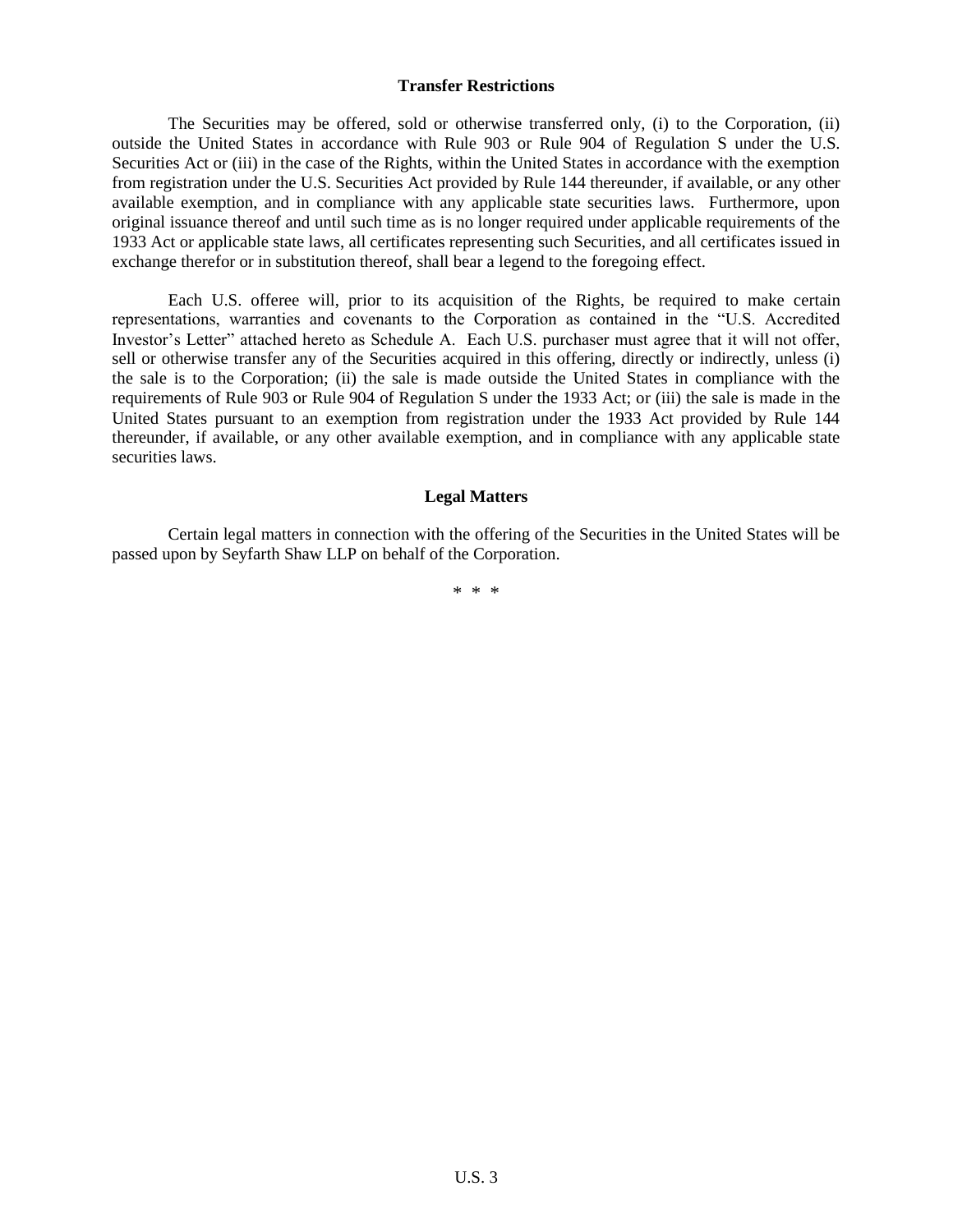## Transfer Restrictions

The Securities may be offered, sold or otherwise transferred only, (i) to the Corporation, (ii) outside the United States in accordance with Rule 903 or Rule 904 of Regulation S under the U.S. Securities Act or (iii) in the case of the Rights, within the United States in accordance with the exemption from registration under the U.S. Securities Act provided by Rule 144 thereunder, if available, or any other available exemption, and in compliance with any applicable state securities laws. Furthermore, upon original issuance thereof and until such time as is no longer required under applicable requirements of the 1933 Act or applicable state laws, all certificates representing such Securities, and all certificates issued in exchange therefor or in substitution thereof, shall bear a legend to the foregoing effect.

Each U.S. offeree will, prior to its acquisition of the Rights, be required to make certain representations, warranties and covenants to the Corporation as contained in the "U.S. Accredited Investor's Letter" attached hereto as Schedule A. Each U.S. purchaser must agree that it will not offer, sell or otherwise transfer any of the Securities acquired in this offering, directly or indirectly, unless (i) the sale is to the Corporation; (ii) the sale is made outside the United States in compliance with the requirements of Rule 903 or Rule 904 of Regulation S under the 1933 Act; or (iii) the sale is made in the United States pursuant to an exemption from registration under the 1933 Act provided by Rule 144 thereunder, if available, or any other available exemption, and in compliance with any applicable state securities laws.

## Legal Matters

Certain legal matters in connection with the offering of the Securities in the United States will be passed upon by Seyfarth Shaw LLP on behalf of the Corporation.

\* \* \*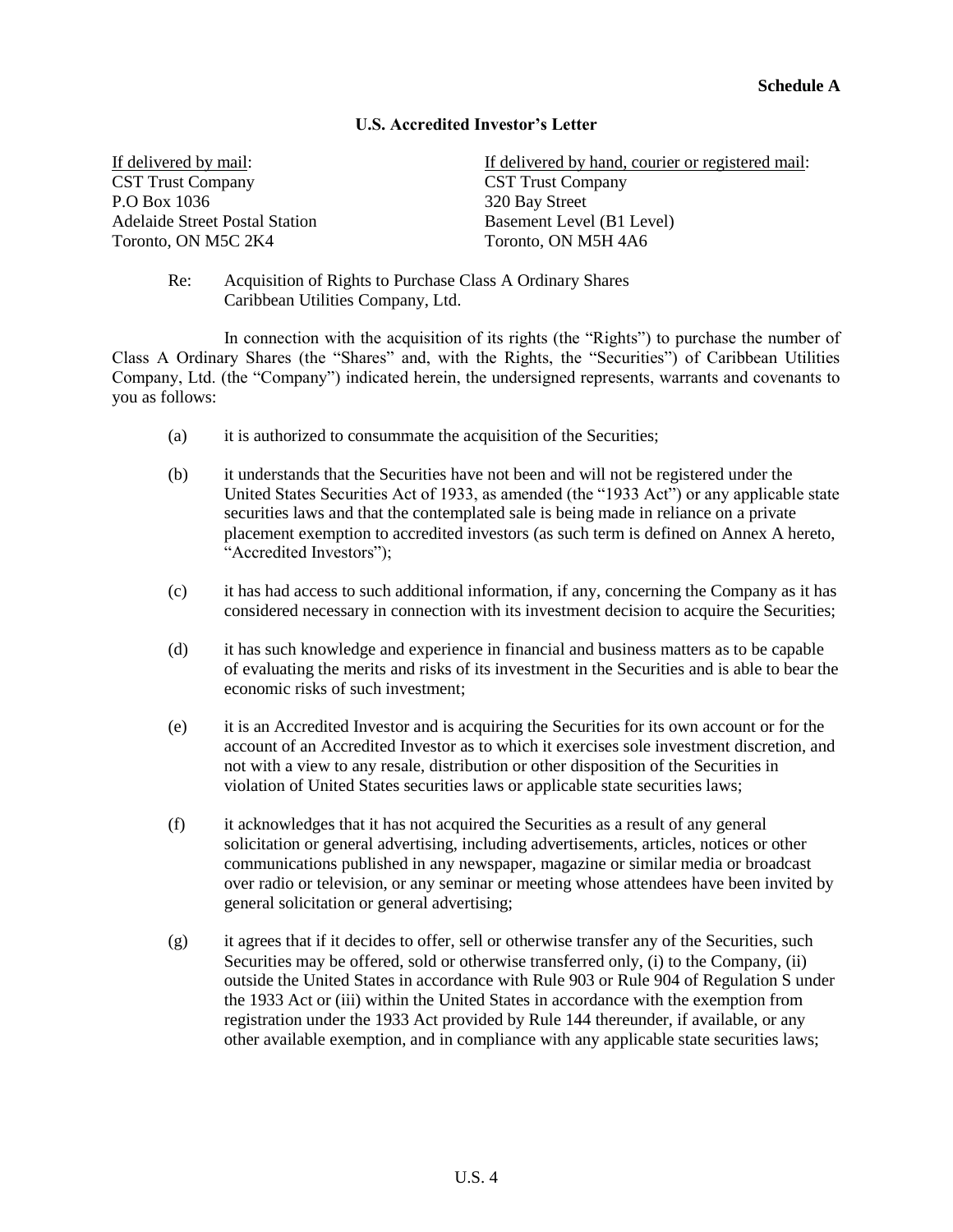**Schedule A**

## U.S. Accredited Investor's Letter

| If delivered by mail: | If delivered by hand, courier or registered mail: |
|---|---|
| CST Trust Company | CST Trust Company |
| P.O Box 1036 | 320 Bay Street |
| Adelaide Street Postal Station | Basement Level (B1 Level) |
| Toronto, ON M5C 2K4 | Toronto, ON M5H 4A6 |

Re: Acquisition of Rights to Purchase Class A Ordinary Shares
Caribbean Utilities Company, Ltd.

In connection with the acquisition of its rights (the "Rights") to purchase the number of Class A Ordinary Shares (the "Shares" and, with the Rights, the "Securities") of Caribbean Utilities Company, Ltd. (the "Company") indicated herein, the undersigned represents, warrants and covenants to you as follows:

(a) it is authorized to consummate the acquisition of the Securities;

(b) it understands that the Securities have not been and will not be registered under the United States Securities Act of 1933, as amended (the "1933 Act") or any applicable state securities laws and that the contemplated sale is being made in reliance on a private placement exemption to accredited investors (as such term is defined on Annex A hereto, "Accredited Investors");

(c) it has had access to such additional information, if any, concerning the Company as it has considered necessary in connection with its investment decision to acquire the Securities;

(d) it has such knowledge and experience in financial and business matters as to be capable of evaluating the merits and risks of its investment in the Securities and is able to bear the economic risks of such investment;

(e) it is an Accredited Investor and is acquiring the Securities for its own account or for the account of an Accredited Investor as to which it exercises sole investment discretion, and not with a view to any resale, distribution or other disposition of the Securities in violation of United States securities laws or applicable state securities laws;

(f) it acknowledges that it has not acquired the Securities as a result of any general solicitation or general advertising, including advertisements, articles, notices or other communications published in any newspaper, magazine or similar media or broadcast over radio or television, or any seminar or meeting whose attendees have been invited by general solicitation or general advertising;

(g) it agrees that if it decides to offer, sell or otherwise transfer any of the Securities, such Securities may be offered, sold or otherwise transferred only, (i) to the Company, (ii) outside the United States in accordance with Rule 903 or Rule 904 of Regulation S under the 1933 Act or (iii) within the United States in accordance with the exemption from registration under the 1933 Act provided by Rule 144 thereunder, if available, or any other available exemption, and in compliance with any applicable state securities laws;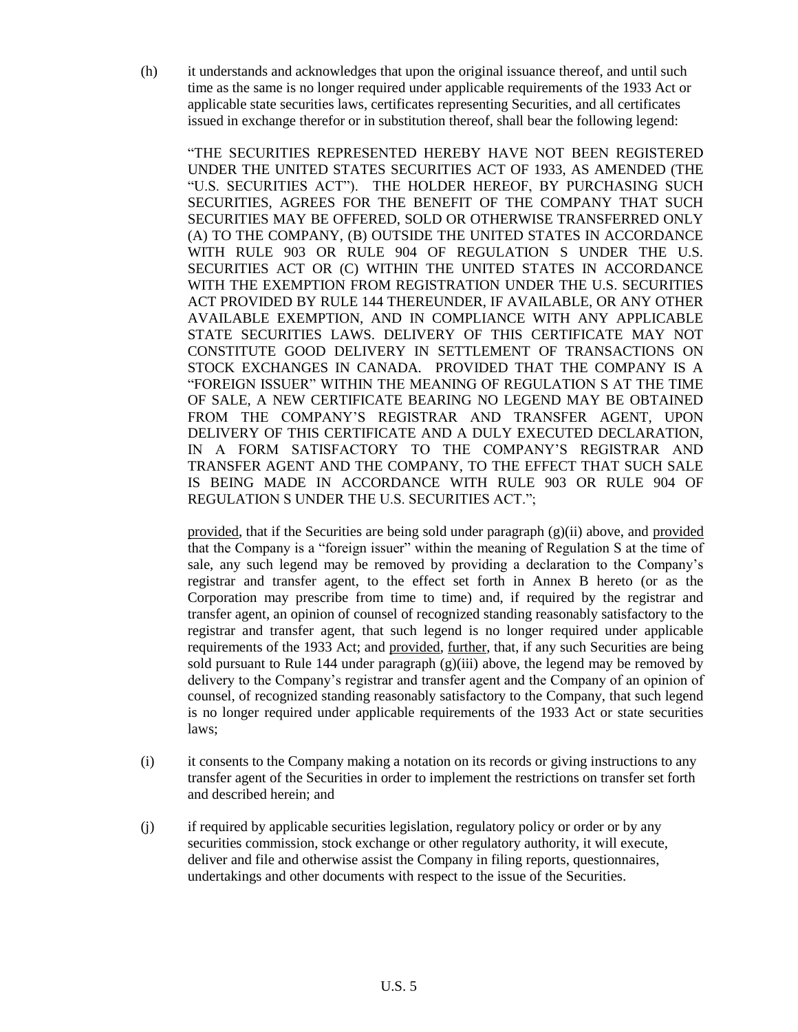(h) it understands and acknowledges that upon the original issuance thereof, and until such time as the same is no longer required under applicable requirements of the 1933 Act or applicable state securities laws, certificates representing Securities, and all certificates issued in exchange therefor or in substitution thereof, shall bear the following legend:

> "THE SECURITIES REPRESENTED HEREBY HAVE NOT BEEN REGISTERED UNDER THE UNITED STATES SECURITIES ACT OF 1933, AS AMENDED (THE "U.S. SECURITIES ACT"). THE HOLDER HEREOF, BY PURCHASING SUCH SECURITIES, AGREES FOR THE BENEFIT OF THE COMPANY THAT SUCH SECURITIES MAY BE OFFERED, SOLD OR OTHERWISE TRANSFERRED ONLY (A) TO THE COMPANY, (B) OUTSIDE THE UNITED STATES IN ACCORDANCE WITH RULE 903 OR RULE 904 OF REGULATION S UNDER THE U.S. SECURITIES ACT OR (C) WITHIN THE UNITED STATES IN ACCORDANCE WITH THE EXEMPTION FROM REGISTRATION UNDER THE U.S. SECURITIES ACT PROVIDED BY RULE 144 THEREUNDER, IF AVAILABLE, OR ANY OTHER AVAILABLE EXEMPTION, AND IN COMPLIANCE WITH ANY APPLICABLE STATE SECURITIES LAWS. DELIVERY OF THIS CERTIFICATE MAY NOT CONSTITUTE GOOD DELIVERY IN SETTLEMENT OF TRANSACTIONS ON STOCK EXCHANGES IN CANADA. PROVIDED THAT THE COMPANY IS A "FOREIGN ISSUER" WITHIN THE MEANING OF REGULATION S AT THE TIME OF SALE, A NEW CERTIFICATE BEARING NO LEGEND MAY BE OBTAINED FROM THE COMPANY'S REGISTRAR AND TRANSFER AGENT, UPON DELIVERY OF THIS CERTIFICATE AND A DULY EXECUTED DECLARATION, IN A FORM SATISFACTORY TO THE COMPANY'S REGISTRAR AND TRANSFER AGENT AND THE COMPANY, TO THE EFFECT THAT SUCH SALE IS BEING MADE IN ACCORDANCE WITH RULE 903 OR RULE 904 OF REGULATION S UNDER THE U.S. SECURITIES ACT.";

provided, that if the Securities are being sold under paragraph (g)(ii) above, and provided that the Company is a "foreign issuer" within the meaning of Regulation S at the time of sale, any such legend may be removed by providing a declaration to the Company's registrar and transfer agent, to the effect set forth in Annex B hereto (or as the Corporation may prescribe from time to time) and, if required by the registrar and transfer agent, an opinion of counsel of recognized standing reasonably satisfactory to the registrar and transfer agent, that such legend is no longer required under applicable requirements of the 1933 Act; and provided, further, that, if any such Securities are being sold pursuant to Rule 144 under paragraph (g)(iii) above, the legend may be removed by delivery to the Company's registrar and transfer agent and the Company of an opinion of counsel, of recognized standing reasonably satisfactory to the Company, that such legend is no longer required under applicable requirements of the 1933 Act or state securities laws;

(i) it consents to the Company making a notation on its records or giving instructions to any transfer agent of the Securities in order to implement the restrictions on transfer set forth and described herein; and

(j) if required by applicable securities legislation, regulatory policy or order or by any securities commission, stock exchange or other regulatory authority, it will execute, deliver and file and otherwise assist the Company in filing reports, questionnaires, undertakings and other documents with respect to the issue of the Securities.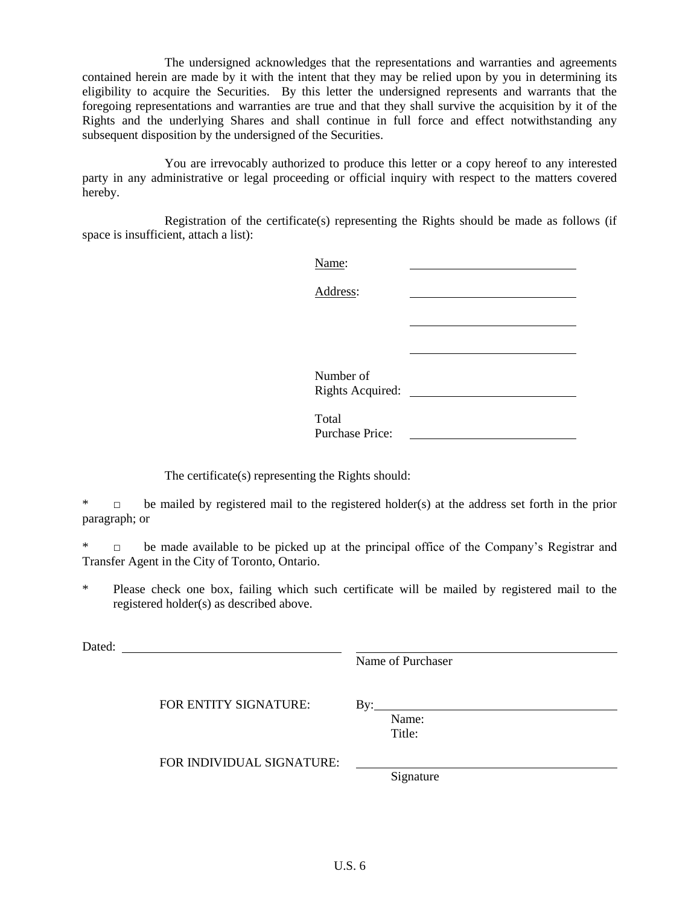The undersigned acknowledges that the representations and warranties and agreements contained herein are made by it with the intent that they may be relied upon by you in determining its eligibility to acquire the Securities. By this letter the undersigned represents and warrants that the foregoing representations and warranties are true and that they shall survive the acquisition by it of the Rights and the underlying Shares and shall continue in full force and effect notwithstanding any subsequent disposition by the undersigned of the Securities.

You are irrevocably authorized to produce this letter or a copy hereof to any interested party in any administrative or legal proceeding or official inquiry with respect to the matters covered hereby.

Registration of the certificate(s) representing the Rights should be made as follows (if space is insufficient, attach a list):

Name: ______________________

Address: ______________________

______________________

______________________

Number of Rights Acquired: ______________________

Total Purchase Price: ______________________

The certificate(s) representing the Rights should:

* □ be mailed by registered mail to the registered holder(s) at the address set forth in the prior paragraph; or

* □ be made available to be picked up at the principal office of the Company's Registrar and Transfer Agent in the City of Toronto, Ontario.

* Please check one box, failing which such certificate will be mailed by registered mail to the registered holder(s) as described above.

Dated: ______________________

______________________
Name of Purchaser

FOR ENTITY SIGNATURE: By: ______________________
Name:
Title:

FOR INDIVIDUAL SIGNATURE: ______________________
Signature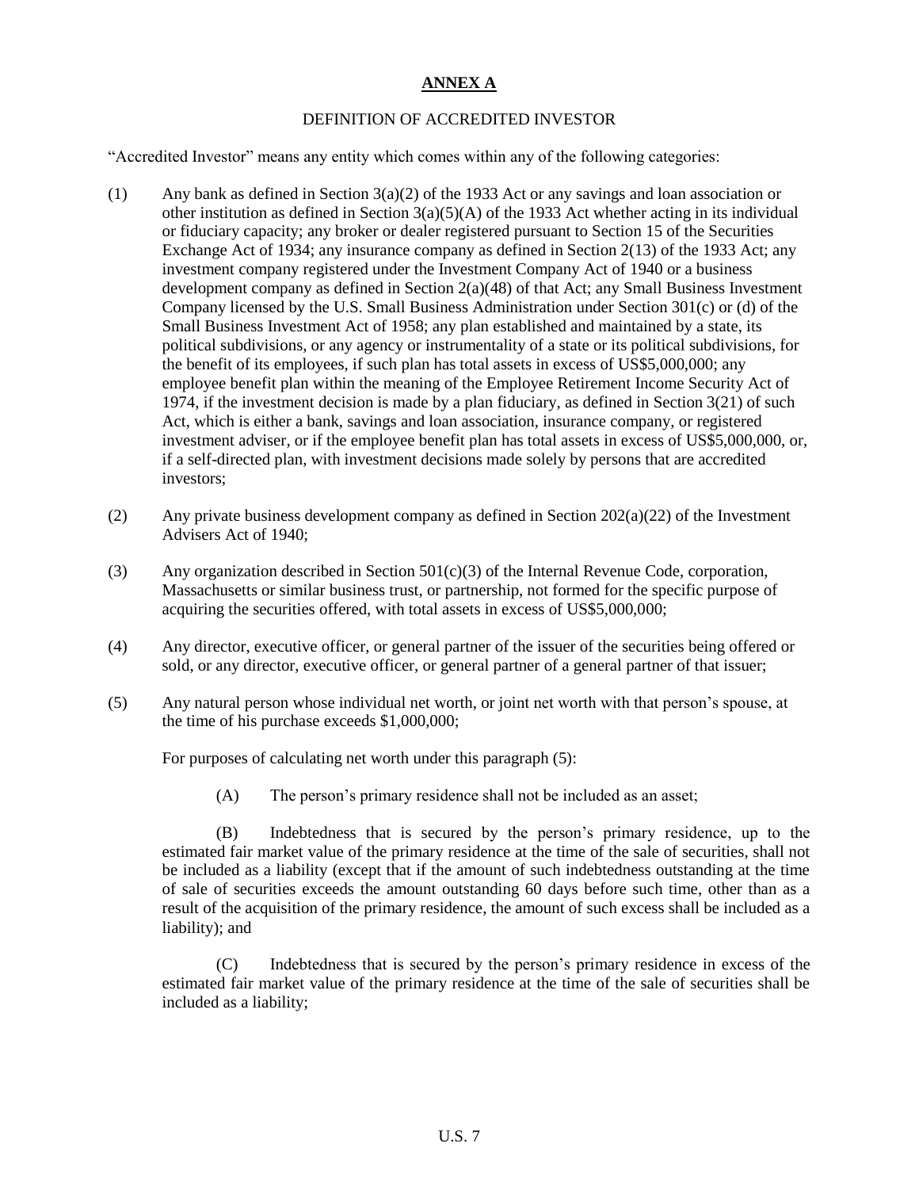**ANNEX A**

DEFINITION OF ACCREDITED INVESTOR

"Accredited Investor" means any entity which comes within any of the following categories:

(1) Any bank as defined in Section 3(a)(2) of the 1933 Act or any savings and loan association or other institution as defined in Section 3(a)(5)(A) of the 1933 Act whether acting in its individual or fiduciary capacity; any broker or dealer registered pursuant to Section 15 of the Securities Exchange Act of 1934; any insurance company as defined in Section 2(13) of the 1933 Act; any investment company registered under the Investment Company Act of 1940 or a business development company as defined in Section 2(a)(48) of that Act; any Small Business Investment Company licensed by the U.S. Small Business Administration under Section 301(c) or (d) of the Small Business Investment Act of 1958; any plan established and maintained by a state, its political subdivisions, or any agency or instrumentality of a state or its political subdivisions, for the benefit of its employees, if such plan has total assets in excess of US$5,000,000; any employee benefit plan within the meaning of the Employee Retirement Income Security Act of 1974, if the investment decision is made by a plan fiduciary, as defined in Section 3(21) of such Act, which is either a bank, savings and loan association, insurance company, or registered investment adviser, or if the employee benefit plan has total assets in excess of US$5,000,000, or, if a self-directed plan, with investment decisions made solely by persons that are accredited investors;

(2) Any private business development company as defined in Section 202(a)(22) of the Investment Advisers Act of 1940;

(3) Any organization described in Section 501(c)(3) of the Internal Revenue Code, corporation, Massachusetts or similar business trust, or partnership, not formed for the specific purpose of acquiring the securities offered, with total assets in excess of US$5,000,000;

(4) Any director, executive officer, or general partner of the issuer of the securities being offered or sold, or any director, executive officer, or general partner of a general partner of that issuer;

(5) Any natural person whose individual net worth, or joint net worth with that person's spouse, at the time of his purchase exceeds $1,000,000;

For purposes of calculating net worth under this paragraph (5):

(A) The person's primary residence shall not be included as an asset;

(B) Indebtedness that is secured by the person's primary residence, up to the estimated fair market value of the primary residence at the time of the sale of securities, shall not be included as a liability (except that if the amount of such indebtedness outstanding at the time of sale of securities exceeds the amount outstanding 60 days before such time, other than as a result of the acquisition of the primary residence, the amount of such excess shall be included as a liability); and

(C) Indebtedness that is secured by the person's primary residence in excess of the estimated fair market value of the primary residence at the time of the sale of securities shall be included as a liability;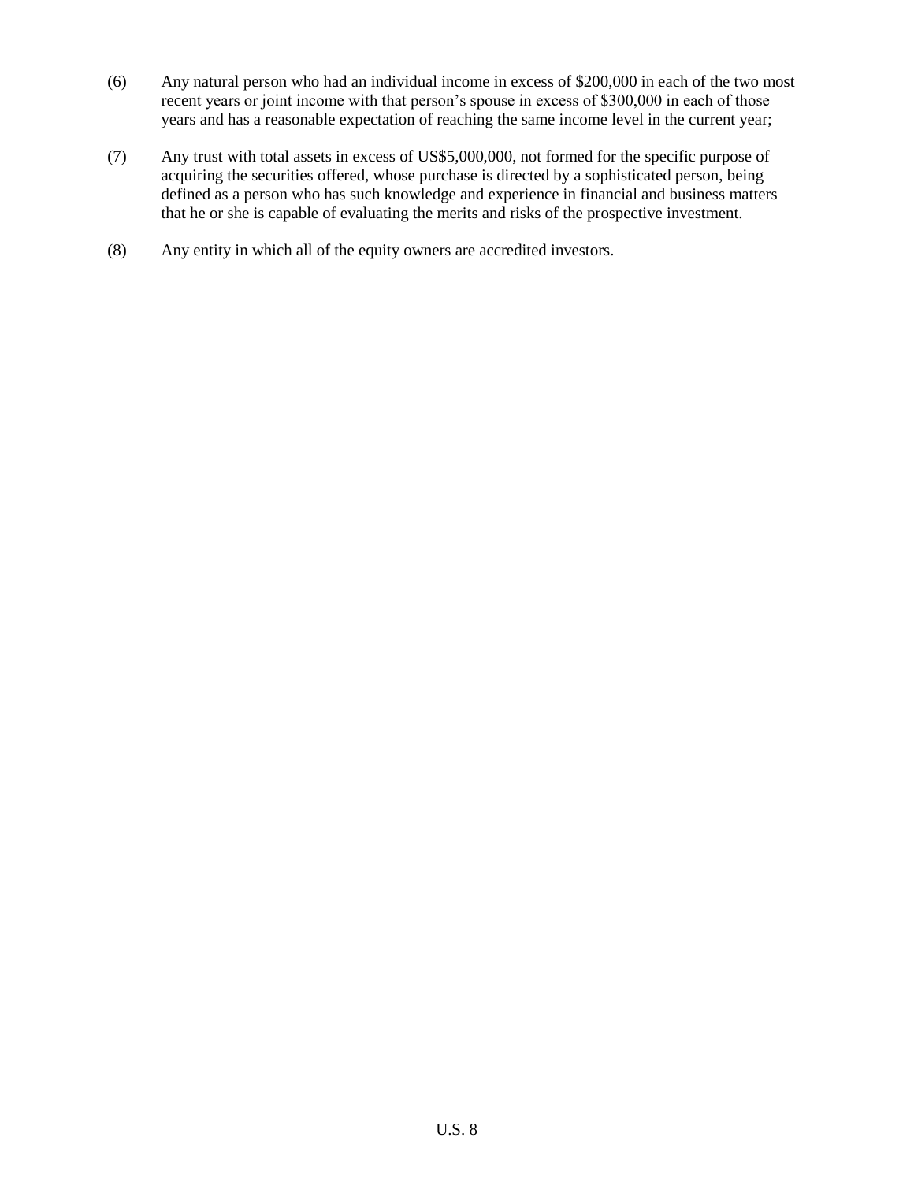(6) Any natural person who had an individual income in excess of $200,000 in each of the two most recent years or joint income with that person's spouse in excess of $300,000 in each of those years and has a reasonable expectation of reaching the same income level in the current year;

(7) Any trust with total assets in excess of US$5,000,000, not formed for the specific purpose of acquiring the securities offered, whose purchase is directed by a sophisticated person, being defined as a person who has such knowledge and experience in financial and business matters that he or she is capable of evaluating the merits and risks of the prospective investment.

(8) Any entity in which all of the equity owners are accredited investors.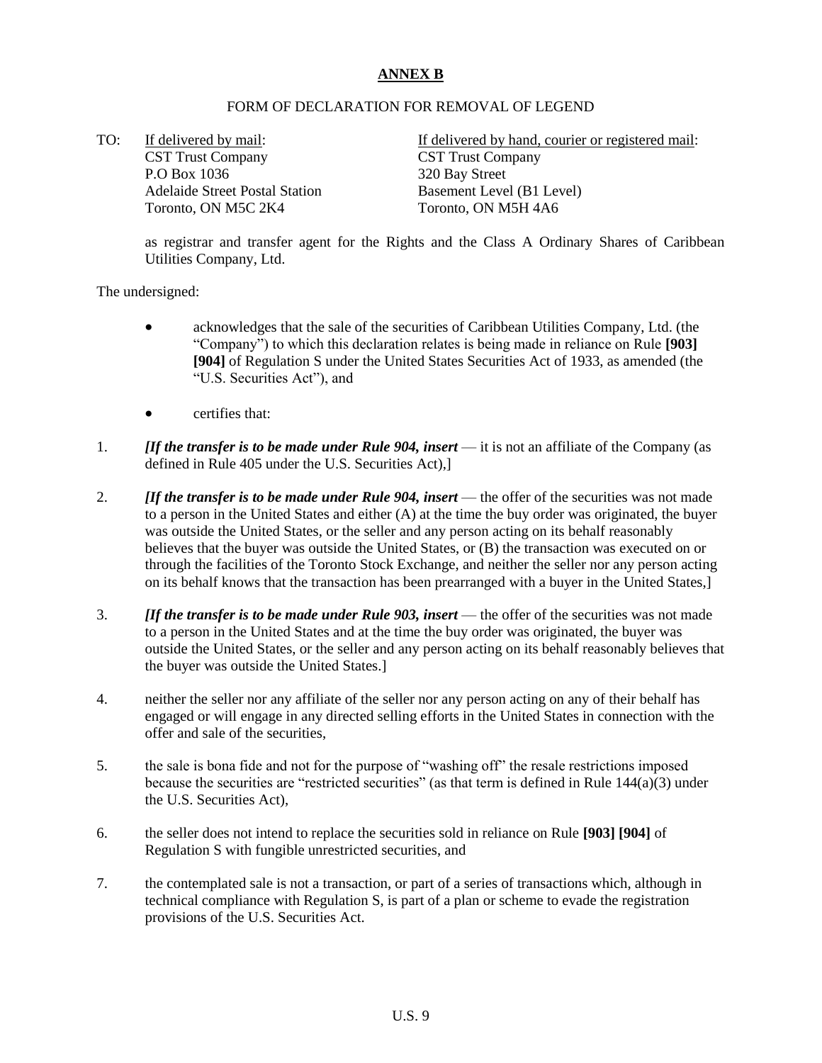**ANNEX B**

FORM OF DECLARATION FOR REMOVAL OF LEGEND

TO:

| If delivered by mail: | If delivered by hand, courier or registered mail: |
|---|---|
| CST Trust Company | CST Trust Company |
| P.O Box 1036 | 320 Bay Street |
| Adelaide Street Postal Station | Basement Level (B1 Level) |
| Toronto, ON M5C 2K4 | Toronto, ON M5H 4A6 |

as registrar and transfer agent for the Rights and the Class A Ordinary Shares of Caribbean Utilities Company, Ltd.

The undersigned:

- acknowledges that the sale of the securities of Caribbean Utilities Company, Ltd. (the "Company") to which this declaration relates is being made in reliance on Rule **[903] [904]** of Regulation S under the United States Securities Act of 1933, as amended (the "U.S. Securities Act"), and
- certifies that:

1. ***[If the transfer is to be made under Rule 904, insert*** — it is not an affiliate of the Company (as defined in Rule 405 under the U.S. Securities Act),]
2. ***[If the transfer is to be made under Rule 904, insert*** — the offer of the securities was not made to a person in the United States and either (A) at the time the buy order was originated, the buyer was outside the United States, or the seller and any person acting on its behalf reasonably believes that the buyer was outside the United States, or (B) the transaction was executed on or through the facilities of the Toronto Stock Exchange, and neither the seller nor any person acting on its behalf knows that the transaction has been prearranged with a buyer in the United States,]
3. ***[If the transfer is to be made under Rule 903, insert*** — the offer of the securities was not made to a person in the United States and at the time the buy order was originated, the buyer was outside the United States, or the seller and any person acting on its behalf reasonably believes that the buyer was outside the United States.]
4. neither the seller nor any affiliate of the seller nor any person acting on any of their behalf has engaged or will engage in any directed selling efforts in the United States in connection with the offer and sale of the securities,
5. the sale is bona fide and not for the purpose of "washing off" the resale restrictions imposed because the securities are "restricted securities" (as that term is defined in Rule 144(a)(3) under the U.S. Securities Act),
6. the seller does not intend to replace the securities sold in reliance on Rule **[903] [904]** of Regulation S with fungible unrestricted securities, and
7. the contemplated sale is not a transaction, or part of a series of transactions which, although in technical compliance with Regulation S, is part of a plan or scheme to evade the registration provisions of the U.S. Securities Act.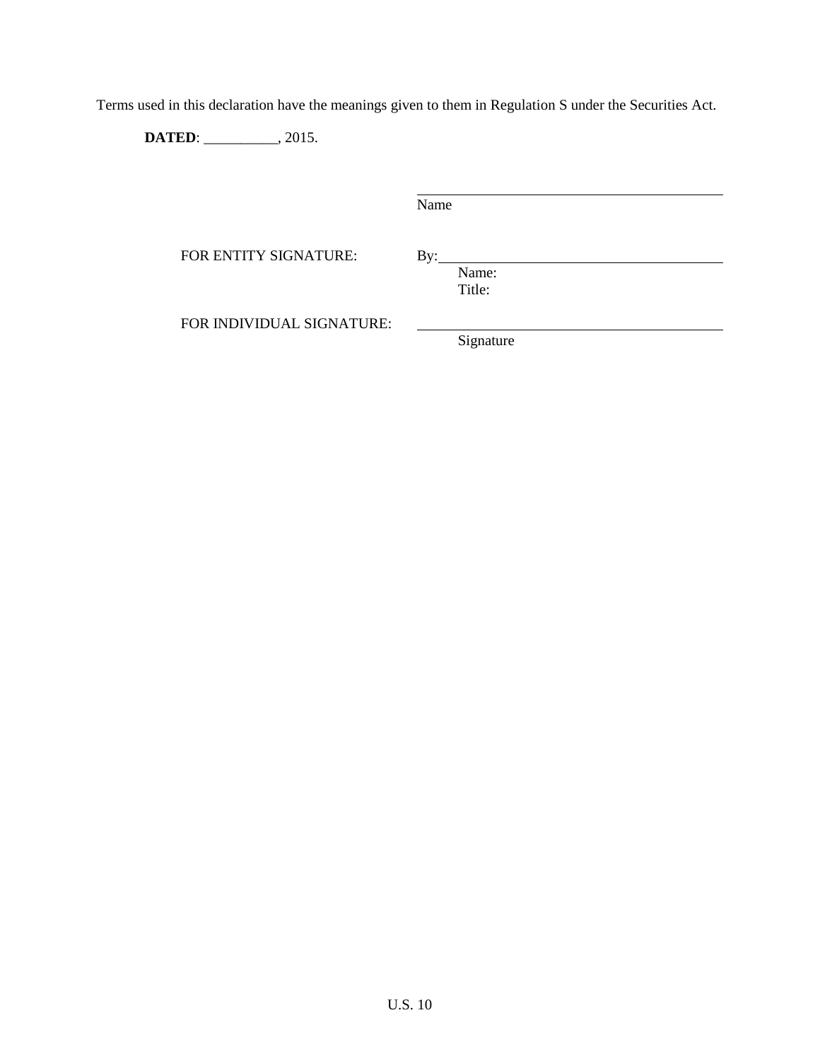Terms used in this declaration have the meanings given to them in Regulation S under the Securities Act.

**DATED**: __________, 2015.

______________________________
Name

FOR ENTITY SIGNATURE: By:______________________________
Name:
Title:

FOR INDIVIDUAL SIGNATURE: ______________________________
Signature

U.S. 10